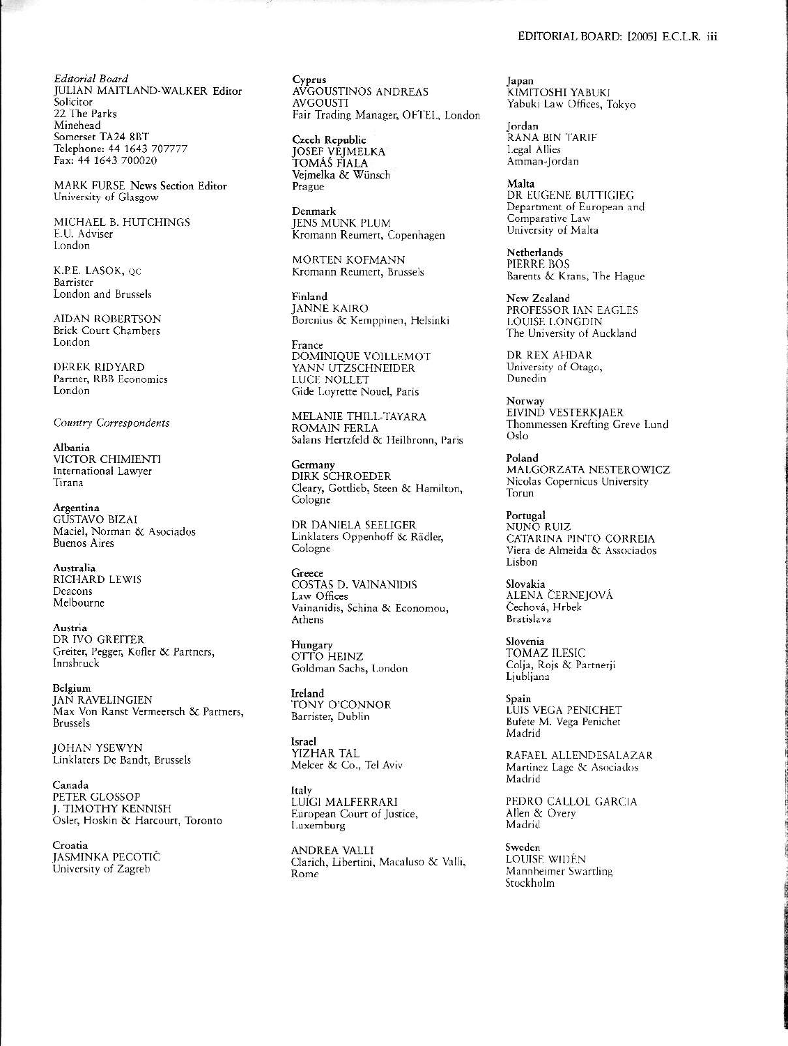*Editorial Board*
JULIAN MAITLAND-WALKER Editor
Solicitor
22 The Parks
Minehead
Somerset TA24 8BT
Telephone: 44 1643 707777
Fax: 44 1643 700020

MARK FURSE News Section Editor
University of Glasgow

MICHAEL B. HUTCHINGS
E.U. Adviser
London

K.P.E. LASOK, QC
Barrister
London and Brussels

AIDAN ROBERTSON
Brick Court Chambers
London

DEREK RIDYARD
Partner, RBB Economics
London

*Country Correspondents*

**Albania**
VICTOR CHIMIENTI
International Lawyer
Tirana

**Argentina**
GUSTAVO BIZAI
Maciel, Norman & Asociados
Buenos Aires

**Australia**
RICHARD LEWIS
Deacons
Melbourne

**Austria**
DR IVO GREITER
Greiter, Pegger, Kofler & Partners,
Innsbruck

**Belgium**
JAN RAVELINGIEN
Max Von Ranst Vermeersch & Partners,
Brussels

JOHAN YSEWYN
Linklaters De Bandt, Brussels

**Canada**
PETER GLOSSOP
J. TIMOTHY KENNISH
Osler, Hoskin & Harcourt, Toronto

**Croatia**
JASMINKA PECOTIĆ
University of Zagreb

**Cyprus**
AVGOUSTINOS ANDREAS
AVGOUSTI
Fair Trading Manager, OFTEL, London

**Czech Republic**
JOSEF VEJMELKA
TOMÁŠ FIALA
Vejmelka & Wünsch
Prague

**Denmark**
JENS MUNK PLUM
Kromann Reumert, Copenhagen

MORTEN KOFMANN
Kromann Reumert, Brussels

**Finland**
JANNE KAIRO
Borenius & Kemppinen, Helsinki

**France**
DOMINIQUE VOILLEMOT
YANN UTZSCHNEIDER
LUCE NOLLET
Gide Loyrette Nouel, Paris

MELANIE THILL-TAYARA
ROMAIN FERLA
Salans Hertzfeld & Heilbronn, Paris

**Germany**
DIRK SCHROEDER
Cleary, Gottlieb, Steen & Hamilton,
Cologne

DR DANIELA SEELIGER
Linklaters Oppenhoff & Rädler,
Cologne

**Greece**
COSTAS D. VAINANIDIS
Law Offices
Vainanidis, Schina & Economou,
Athens

**Hungary**
OTTO HEINZ
Goldman Sachs, London

**Ireland**
TONY O'CONNOR
Barrister, Dublin

**Israel**
YIZHAR TAL
Melcer & Co., Tel Aviv

**Italy**
LUIGI MALFERRARI
European Court of Justice,
Luxemburg

ANDREA VALLI
Clarich, Libertini, Macaluso & Valli,
Rome

**Japan**
KIMITOSHI YABUKI
Yabuki Law Offices, Tokyo

**Jordan**
RANA BIN TARIF
Legal Allies
Amman-Jordan

**Malta**
DR EUGENE BUTTIGIEG
Department of European and
Comparative Law
University of Malta

**Netherlands**
PIERRE BOS
Barents & Krans, The Hague

**New Zealand**
PROFESSOR IAN EAGLES
LOUISE LONGDIN
The University of Auckland

DR REX AHDAR
University of Otago,
Dunedin

**Norway**
EIVIND VESTERKJAER
Thommessen Krefting Greve Lund
Oslo

**Poland**
MALGORZATA NESTEROWICZ
Nicolas Copernicus University
Torun

**Portugal**
NUNO RUIZ
CATARINA PINTO CORREIA
Viera de Almeida & Associados
Lisbon

**Slovakia**
ALENA ČERNEJOVÁ
Čechová, Hrbek
Bratislava

**Slovenia**
TOMAZ ILESIC
Colja, Rojs & Partnerji
Ljubljana

**Spain**
LUIS VEGA PENICHET
Bufete M. Vega Penichet
Madrid

RAFAEL ALLENDESALAZAR
Martinez Lage & Asociados
Madrid

PEDRO CALLOL GARCIA
Allen & Overy
Madrid

**Sweden**
LOUISE WIDÉN
Mannheimer Swartling
Stockholm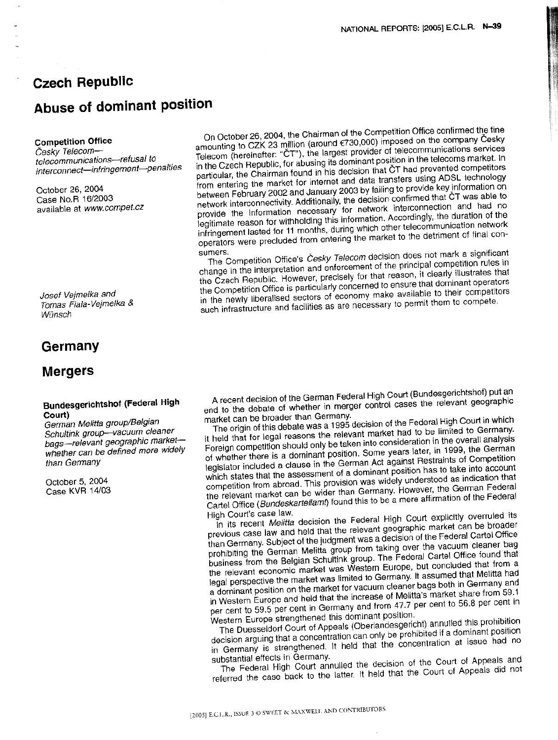# Czech Republic

## Abuse of dominant position

**Competition Office**
*Česky Telecom—telecommunications—refusal to interconnect—infringement—penalties*

October 26, 2004
Case No.R 16/2003
available at www.compet.cz

On October 26, 2004, the Chairman of the Competition Office confirmed the fine amounting to CZK 23 million (around €730,000) imposed on the company Česky Telecom (hereinafter: "ČT"), the largest provider of telecommunications services in the Czech Republic, for abusing its dominant position in the telecoms market. In particular, the Chairman found in his decision that ČT had prevented competitors from entering the market for internet and data transfers using ADSL technology between February 2002 and January 2003 by failing to provide key information on network interconnectivity. Additionally, the decision confirmed that ČT was able to provide the information necessary for network interconnection and had no legitimate reason for withholding this information. Accordingly, the duration of the infringement lasted for 11 months, during which other telecommunication network operators were precluded from entering the market to the detriment of final consumers.

The Competition Office's *Česky Telecom* decision does not mark a significant change in the interpretation and enforcement of the principal competition rules in the Czech Republic. However, precisely for that reason, it clearly illustrates that the Competition Office is particularly concerned to ensure that dominant operators in the newly liberalised sectors of economy make available to their competitors such infrastructure and facilities as are necessary to permit them to compete.

*Josef Vejmelka and Tomas Fiala-Vejmelka & Wünsch*

# Germany

## Mergers

**Bundesgerichtshof (Federal High Court)**
*German Melitta group/Belgian Schultink group—vacuum cleaner bags—relevant geographic market—whether can be defined more widely than Germany*

October 5, 2004
Case KVR 14/03

A recent decision of the German Federal High Court (Bundesgerichtshof) put an end to the debate of whether in merger control cases the relevant geographic market can be broader than Germany.

The origin of this debate was a 1995 decision of the Federal High Court in which it held that for legal reasons the relevant market had to be limited to Germany. Foreign competition should only be taken into consideration in the overall analysis of whether there is a dominant position. Some years later, in 1999, the German legislator included a clause in the German Act against Restraints of Competition which states that the assessment of a dominant position has to take into account competition from abroad. This provision was widely understood as indication that the relevant market can be wider than Germany. However, the German Federal Cartel Office (*Bundeskartellamt*) found this to be a mere affirmation of the Federal High Court's case law.

In its recent *Melitta* decision the Federal High Court explicitly overruled its previous case law and held that the relevant geographic market can be broader than Germany. Subject of the judgment was a decision of the Federal Cartel Office prohibiting the German Melitta group from taking over the vacuum cleaner bag business from the Belgian Schultink group. The Federal Cartel Office found that the relevant economic market was Western Europe, but concluded that from a legal perspective the market was limited to Germany. It assumed that Melitta had a dominant position on the market for vacuum cleaner bags both in Germany and in Western Europe and held that the increase of Melitta's market share from 59.1 per cent to 59.5 per cent in Germany and from 47.7 per cent to 56.8 per cent in Western Europe strengthened this dominant position.

The Duesseldorf Court of Appeals (Oberlandesgericht) annulled this prohibition decision arguing that a concentration can only be prohibited if a dominant position in Germany is strengthened. It held that the concentration at issue had no substantial effects in Germany.

The Federal High Court annulled the decision of the Court of Appeals and referred the case back to the latter. It held that the Court of Appeals did not